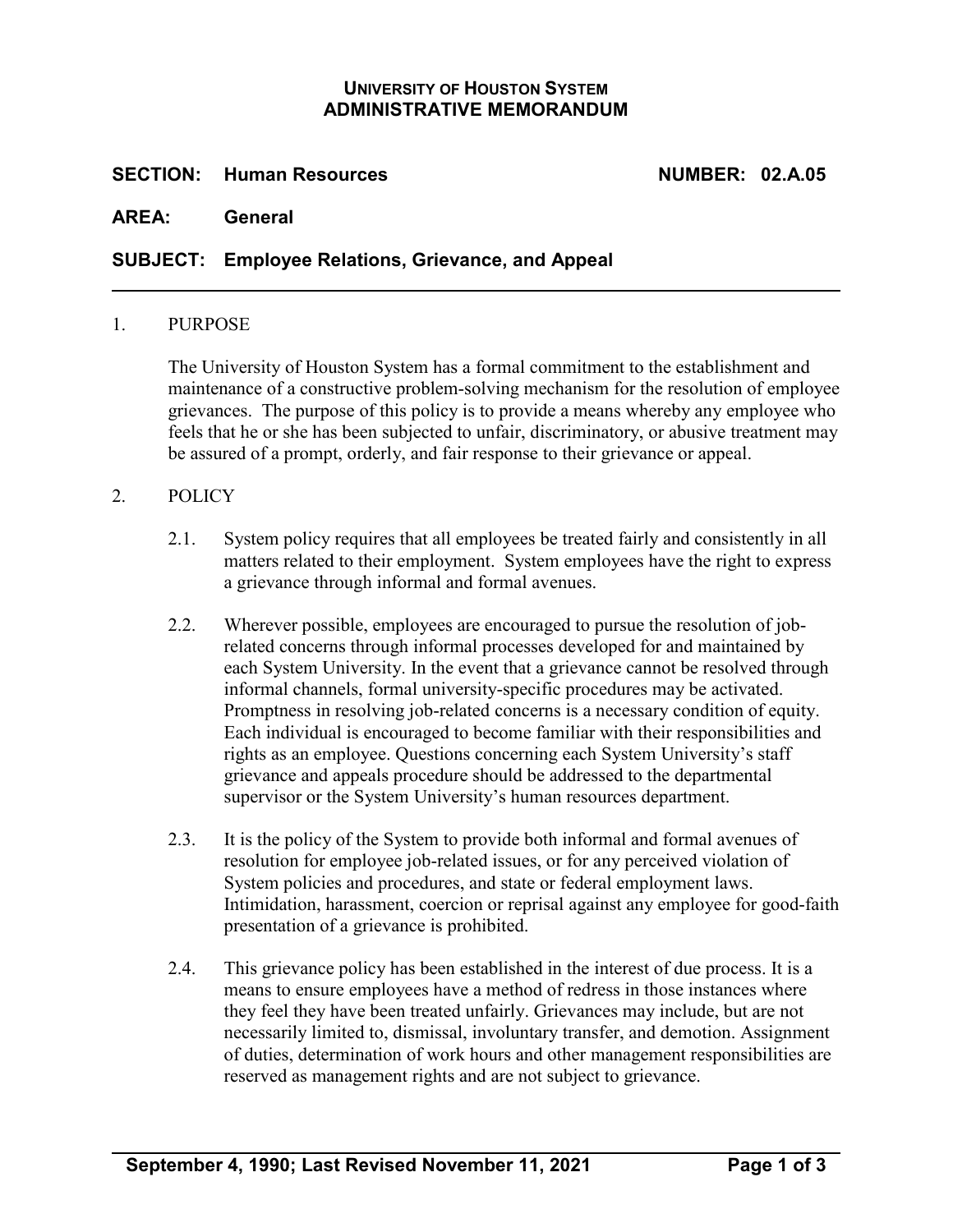# UNIVERSITY OF HOUSTON SYSTEM
# ADMINISTRATIVE MEMORANDUM

**SECTION: Human Resources** **NUMBER: 02.A.05**

**AREA: General**

**SUBJECT: Employee Relations, Grievance, and Appeal**

---

1. PURPOSE

   The University of Houston System has a formal commitment to the establishment and maintenance of a constructive problem-solving mechanism for the resolution of employee grievances. The purpose of this policy is to provide a means whereby any employee who feels that he or she has been subjected to unfair, discriminatory, or abusive treatment may be assured of a prompt, orderly, and fair response to their grievance or appeal.

2. POLICY

   2.1. System policy requires that all employees be treated fairly and consistently in all matters related to their employment. System employees have the right to express a grievance through informal and formal avenues.

   2.2. Wherever possible, employees are encouraged to pursue the resolution of job-related concerns through informal processes developed for and maintained by each System University. In the event that a grievance cannot be resolved through informal channels, formal university-specific procedures may be activated. Promptness in resolving job-related concerns is a necessary condition of equity. Each individual is encouraged to become familiar with their responsibilities and rights as an employee. Questions concerning each System University's staff grievance and appeals procedure should be addressed to the departmental supervisor or the System University's human resources department.

   2.3. It is the policy of the System to provide both informal and formal avenues of resolution for employee job-related issues, or for any perceived violation of System policies and procedures, and state or federal employment laws. Intimidation, harassment, coercion or reprisal against any employee for good-faith presentation of a grievance is prohibited.

   2.4. This grievance policy has been established in the interest of due process. It is a means to ensure employees have a method of redress in those instances where they feel they have been treated unfairly. Grievances may include, but are not necessarily limited to, dismissal, involuntary transfer, and demotion. Assignment of duties, determination of work hours and other management responsibilities are reserved as management rights and are not subject to grievance.

**September 4, 1990; Last Revised November 11, 2021**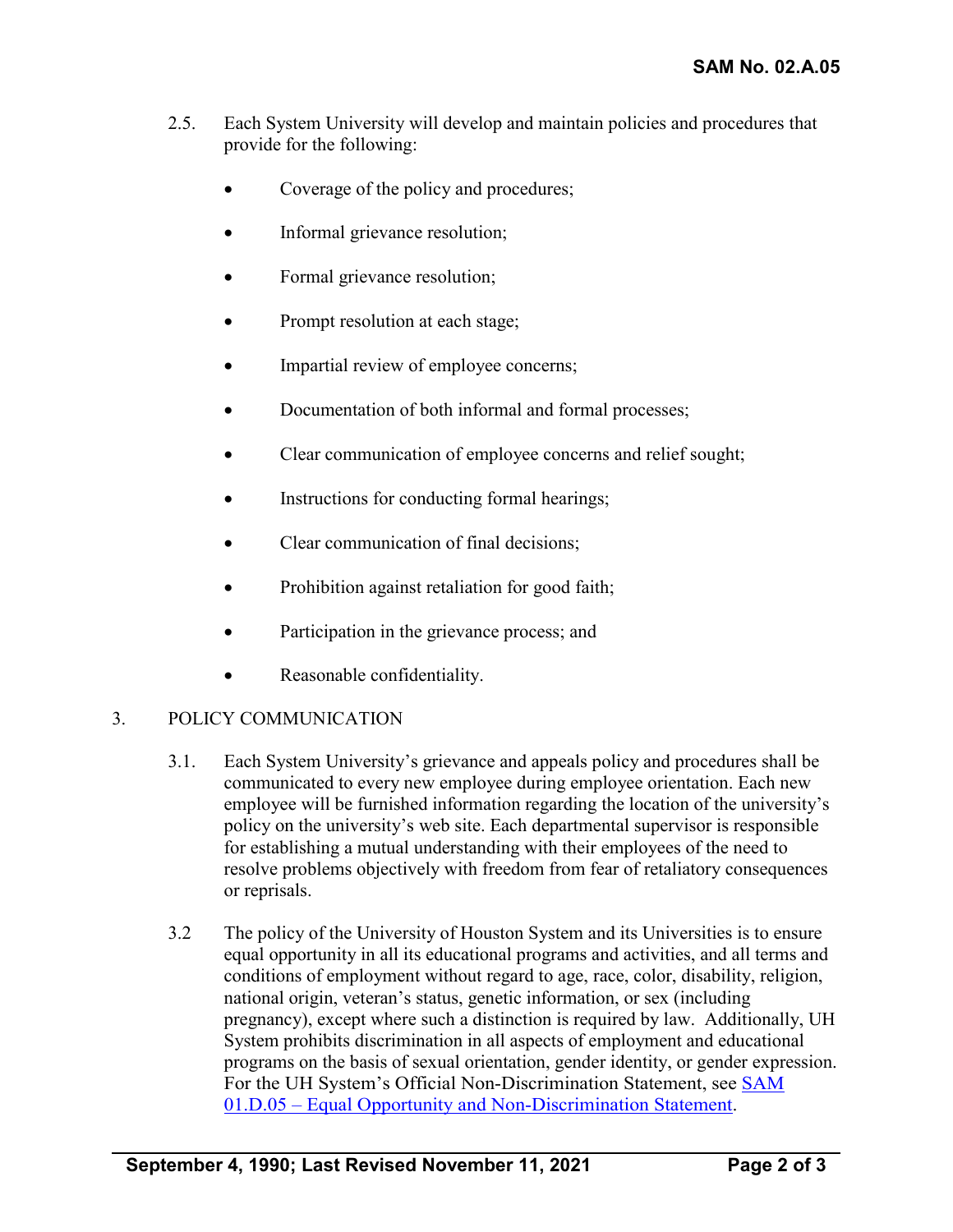2.5. Each System University will develop and maintain policies and procedures that provide for the following:

- Coverage of the policy and procedures;
- Informal grievance resolution;
- Formal grievance resolution;
- Prompt resolution at each stage;
- Impartial review of employee concerns;
- Documentation of both informal and formal processes;
- Clear communication of employee concerns and relief sought;
- Instructions for conducting formal hearings;
- Clear communication of final decisions;
- Prohibition against retaliation for good faith;
- Participation in the grievance process; and
- Reasonable confidentiality.

## 3. POLICY COMMUNICATION

3.1. Each System University's grievance and appeals policy and procedures shall be communicated to every new employee during employee orientation. Each new employee will be furnished information regarding the location of the university's policy on the university's web site. Each departmental supervisor is responsible for establishing a mutual understanding with their employees of the need to resolve problems objectively with freedom from fear of retaliatory consequences or reprisals.

3.2 The policy of the University of Houston System and its Universities is to ensure equal opportunity in all its educational programs and activities, and all terms and conditions of employment without regard to age, race, color, disability, religion, national origin, veteran's status, genetic information, or sex (including pregnancy), except where such a distinction is required by law. Additionally, UH System prohibits discrimination in all aspects of employment and educational programs on the basis of sexual orientation, gender identity, or gender expression. For the UH System's Official Non-Discrimination Statement, see SAM 01.D.05 – Equal Opportunity and Non-Discrimination Statement.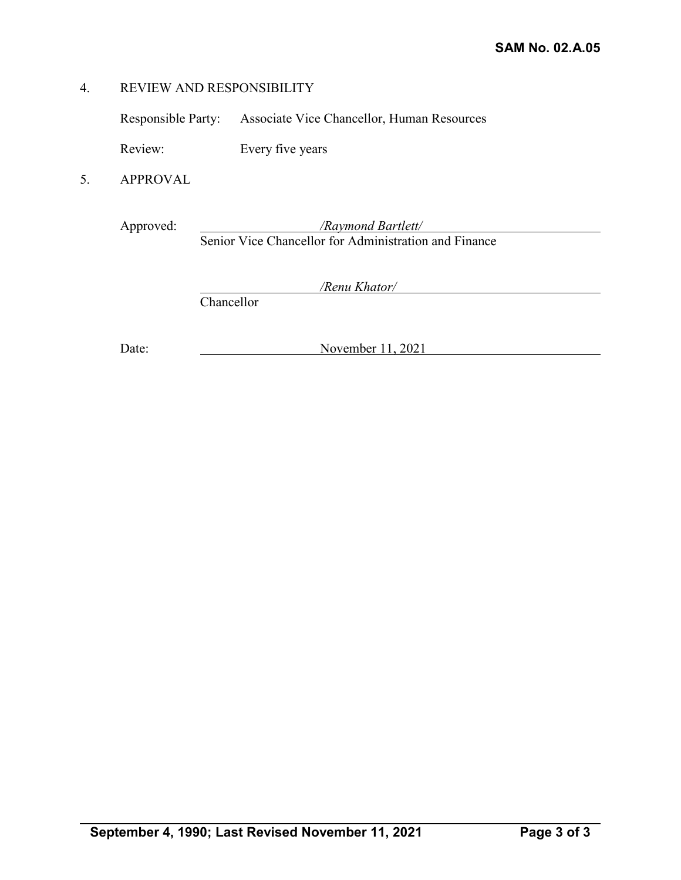4. REVIEW AND RESPONSIBILITY

Responsible Party: Associate Vice Chancellor, Human Resources

Review: Every five years

5. APPROVAL

Approved: */Raymond Bartlett/*
Senior Vice Chancellor for Administration and Finance

*/Renu Khator/*
Chancellor

Date: November 11, 2021